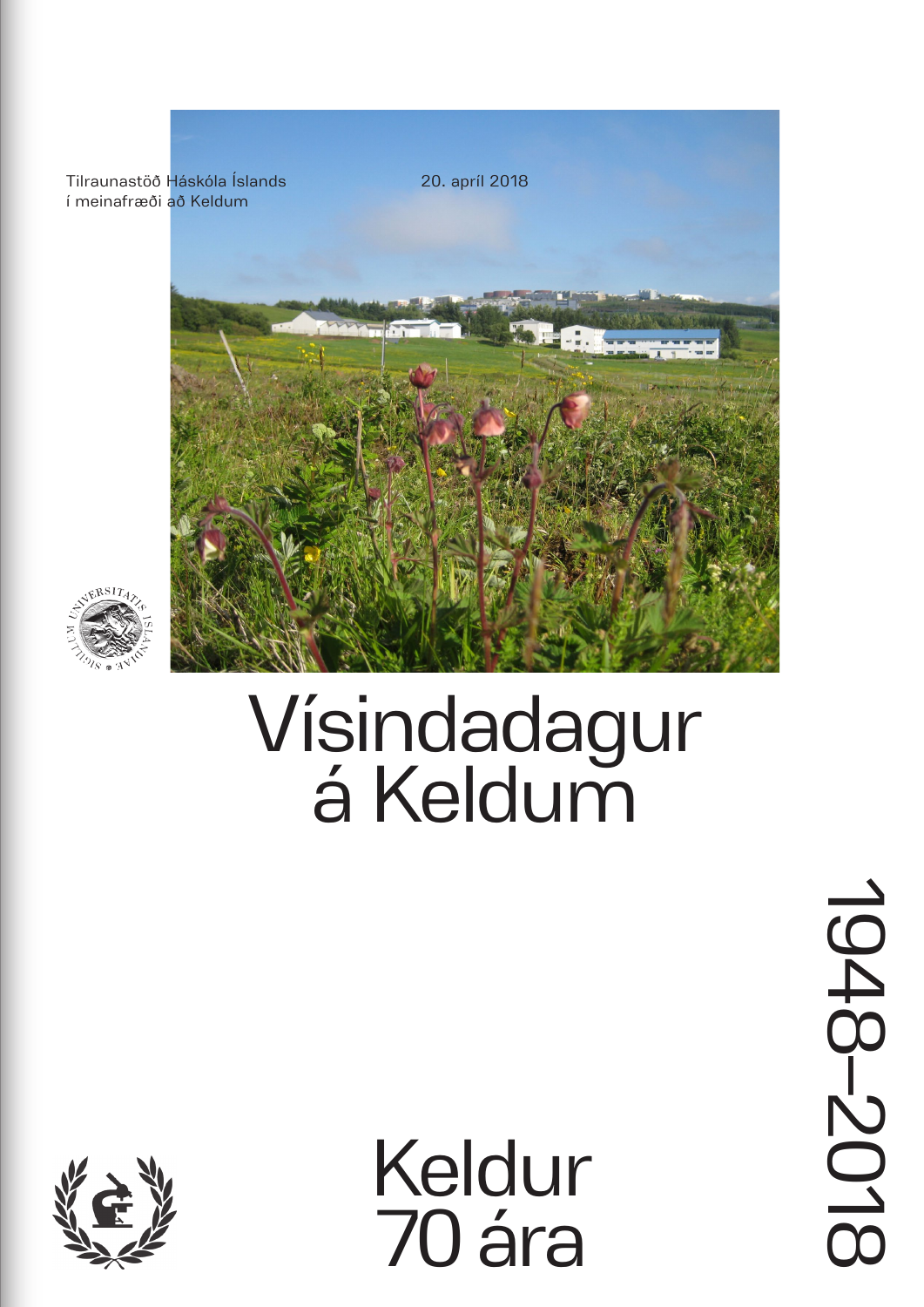Tilraunastöð Háskóla Íslands
í meinafræði að Keldum

20. apríl 2018

# Vísindadagur á Keldum

# Keldur 70 ára

1948–2018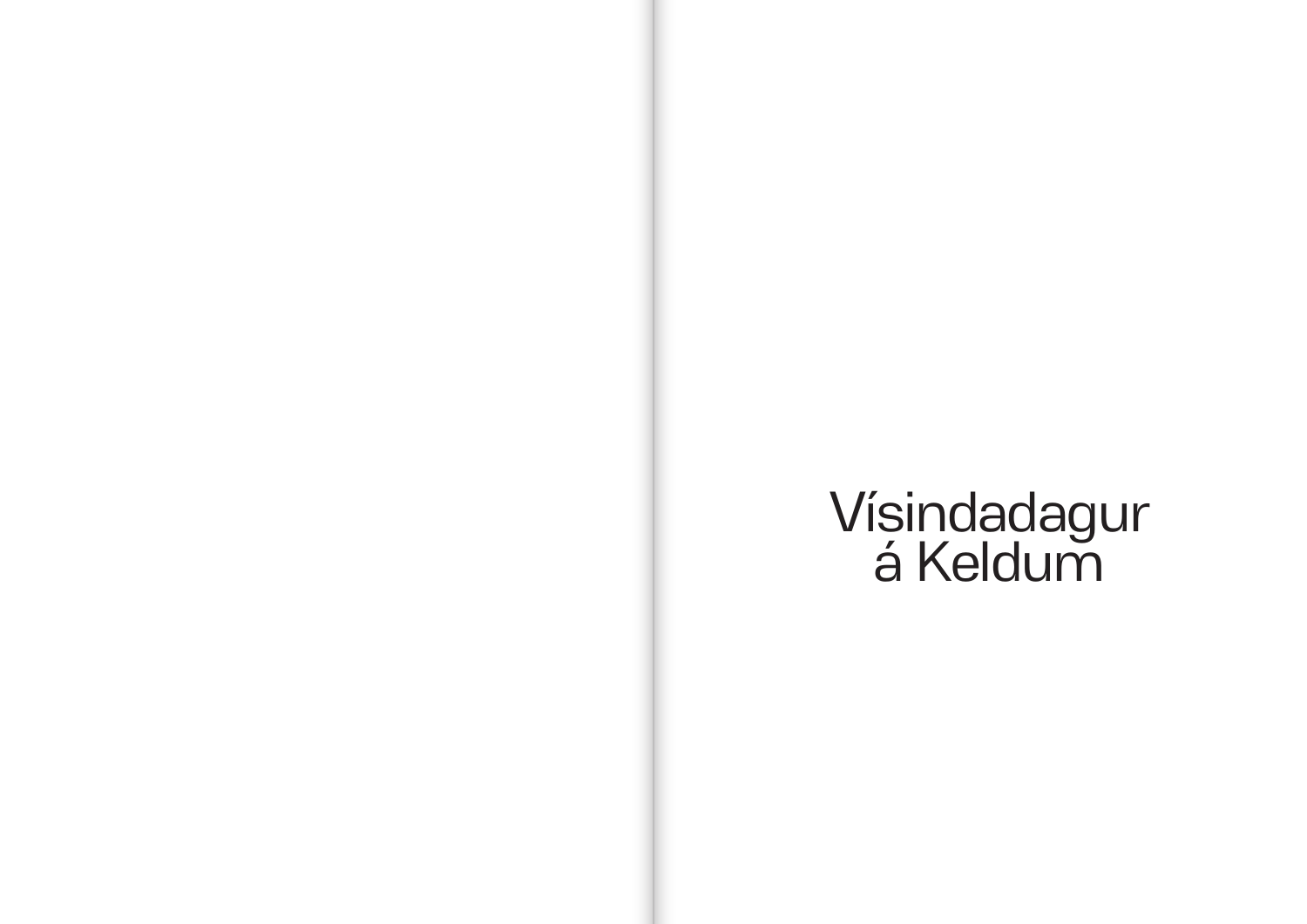# Vísindadagur á Keldum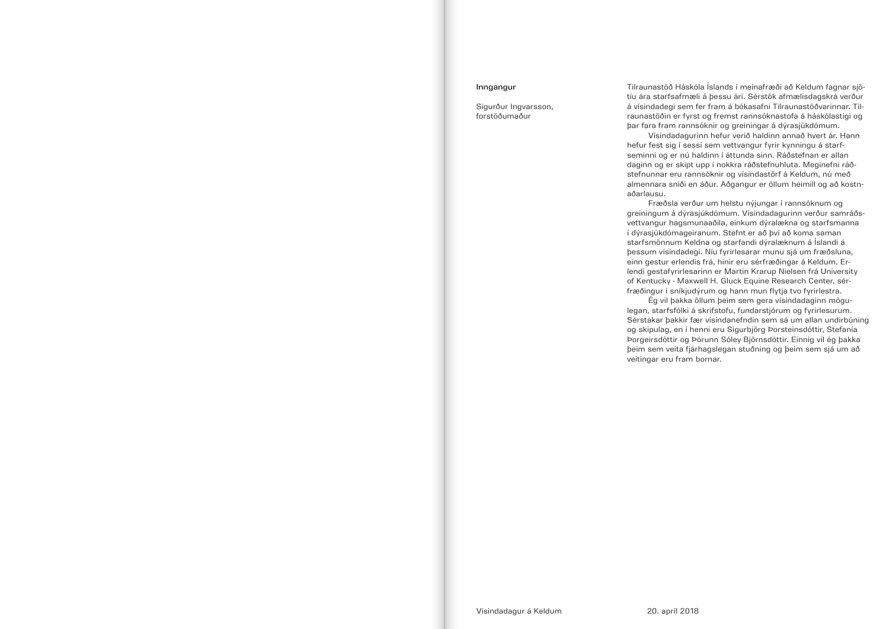## Inngangur

Sigurður Ingvarsson, forstöðumaður

Tilraunastöð Háskóla Íslands í meinafræði að Keldum fagnar sjötíu ára starfsafmæli á þessu ári. Sérstök afmælisdagskrá verður á vísindadegi sem fer fram á bókasafni Tilraunastöðvarinnar. Tilraunastöðin er fyrst og fremst rannsóknastofa á háskólastigi og þar fara fram rannsóknir og greiningar á dýrasjúkdómum.

Vísindadagurinn hefur verið haldinn annað hvert ár. Hann hefur fest sig í sessi sem vettvangur fyrir kynningu á starfseminni og er nú haldinn í áttunda sinn. Ráðstefnan er allan daginn og er skipt upp í nokkra ráðstefnuhluta. Meginefni ráðstefnunnar eru rannsóknir og vísindastörf á Keldum, nú með almennara sniði en áður. Aðgangur er öllum heimill og að kostnaðarlausu.

Fræðsla verður um helstu nýjungar í rannsóknum og greiningum á dýrasjúkdómum. Vísindadagurinn verður samráðsvettvangur hagsmunaaðila, einkum dýralækna og starfsmanna í dýrasjúkdómageiranum. Stefnt er að því að koma saman starfsmönnum Keldna og starfandi dýralæknum á Íslandi á þessum vísindadegi. Níu fyrirlesarar munu sjá um fræðsluna, einn gestur erlendis frá, hinir eru sérfræðingar á Keldum. Erlendi gestafyrirlesarinn er Martin Krarup Nielsen frá University of Kentucky - Maxwell H. Gluck Equine Research Center, sérfræðingur í sníkjudýrum og hann mun flytja tvo fyrirlestra.

Ég vil þakka öllum þeim sem gera vísindadaginn mögulegan, starfsfólki á skrifstofu, fundarstjórum og fyrirlesurum. Sérstakar þakkir fær vísindanefndin sem sá um allan undirbúning og skipulag, en í henni eru Sigurbjörg Þorsteinsdóttir, Stefanía Þorgeirsdóttir og Þórunn Sóley Björnsdóttir. Einnig vil ég þakka þeim sem veita fjárhagslegan stuðning og þeim sem sjá um að veitingar eru fram bornar.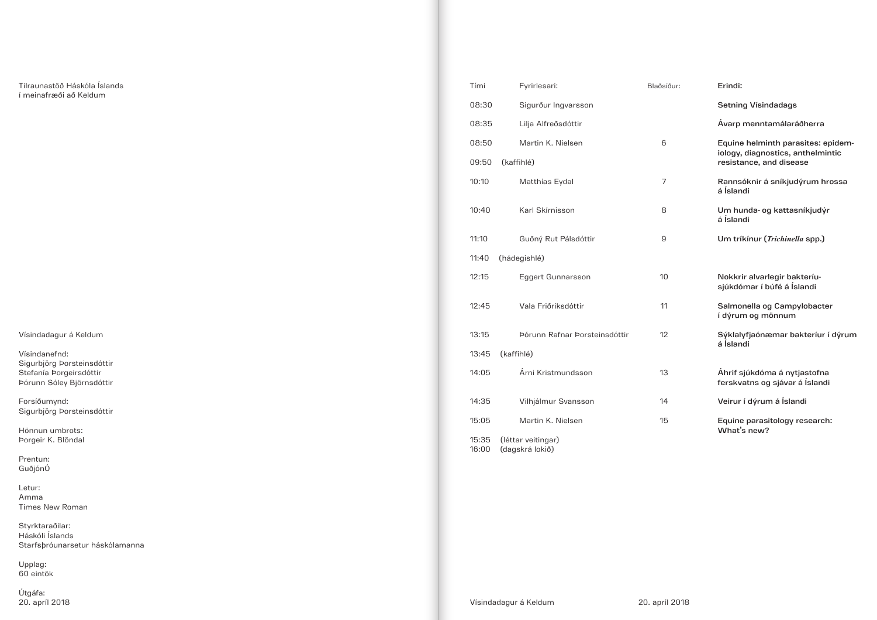Tilraunastöð Háskóla Íslands
í meinafræði að Keldum

Vísindadagur á Keldum

Vísindanefnd:
Sigurbjörg Þorsteinsdóttir
Stefanía Þorgeirsdóttir
Þórunn Sóley Björnsdóttir

Forsíðumynd:
Sigurbjörg Þorsteinsdóttir

Hönnun umbrots:
Þorgeir K. Blöndal

Prentun:
GuðjónÓ

Letur:
Amma
Times New Roman

Styrktaraðilar:
Háskóli Íslands
Starfsþróunarsetur háskólamanna

Upplag:
60 eintök

Útgáfa:
20. apríl 2018

| Tími | Fyrirlesari: | Blaðsíður: | Erindi: |
|---|---|---|---|
| 08:30 | Sigurður Ingvarsson | | **Setning Vísindadags** |
| 08:35 | Lilja Alfreðsdóttir | | **Ávarp menntamálaráðherra** |
| 08:50 | Martin K. Nielsen | 6 | **Equine helminth parasites: epidemiology, diagnostics, anthelmintic resistance, and disease** |
| 09:50 | (kaffihlé) | | |
| 10:10 | Matthías Eydal | 7 | **Rannsóknir á sníkjudýrum hrossa á Íslandi** |
| 10:40 | Karl Skírnisson | 8 | **Um hunda- og kattasníkjudýr á Íslandi** |
| 11:10 | Guðný Rut Pálsdóttir | 9 | **Um tríkínur (*Trichinella* spp.)** |
| 11:40 | (hádegishlé) | | |
| 12:15 | Eggert Gunnarsson | 10 | **Nokkrir alvarlegir bakteríusjúkdómar í búfé á Íslandi** |
| 12:45 | Vala Friðriksdóttir | 11 | **Salmonella og Campylobacter í dýrum og mönnum** |
| 13:15 | Þórunn Rafnar Þorsteinsdóttir | 12 | **Sýklalyfjaónæmar bakteríur í dýrum á Íslandi** |
| 13:45 | (kaffihlé) | | |
| 14:05 | Árni Kristmundsson | 13 | **Áhrif sjúkdóma á nytjastofna ferskvatns og sjávar á Íslandi** |
| 14:35 | Vilhjálmur Svansson | 14 | **Veirur í dýrum á Íslandi** |
| 15:05 | Martin K. Nielsen | 15 | **Equine parasitology research: What's new?** |
| 15:35 | (léttar veitingar) | | |
| 16:00 | (dagskrá lokið) | | |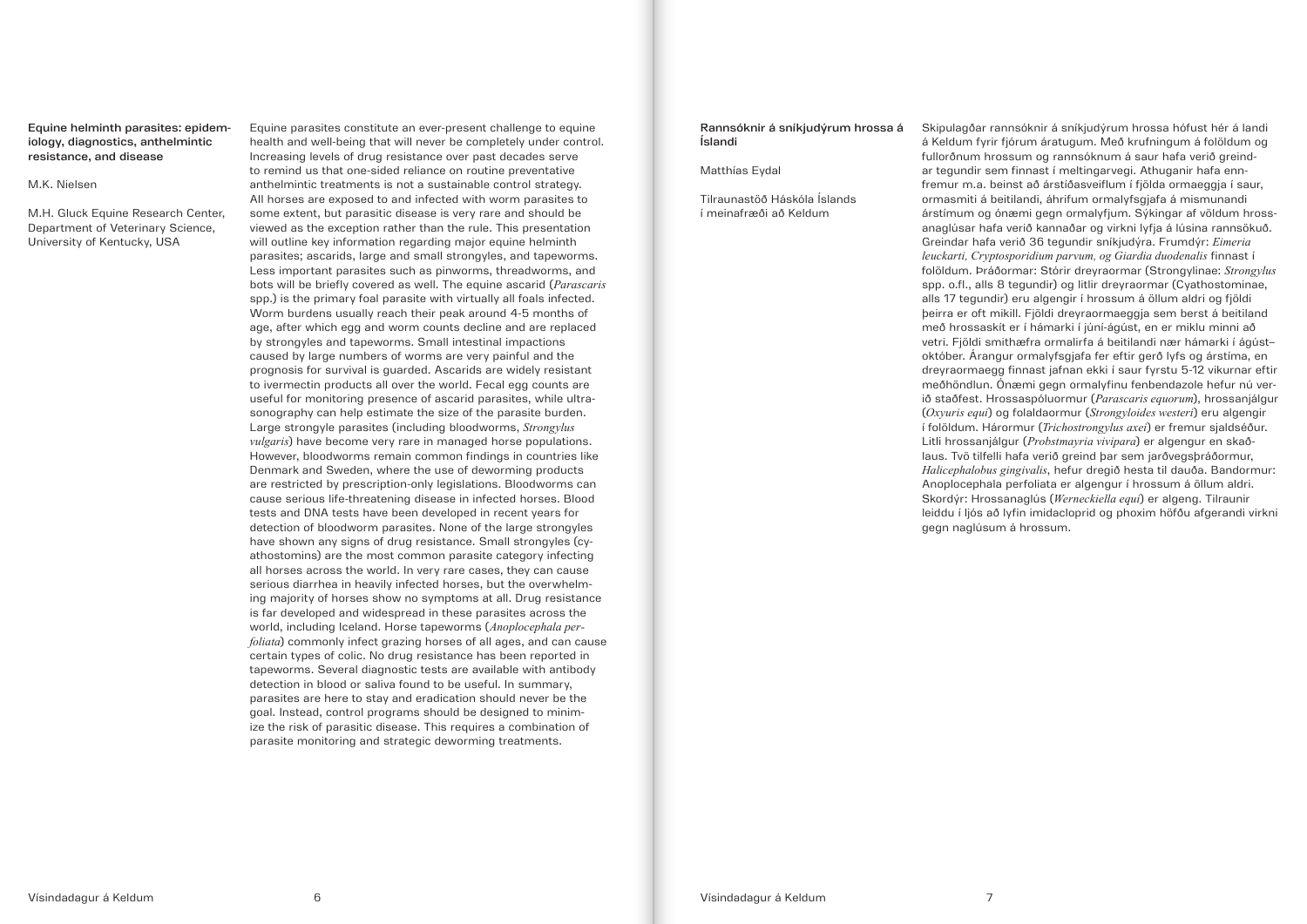## Equine helminth parasites: epidemiology, diagnostics, anthelmintic resistance, and disease

M.K. Nielsen

M.H. Gluck Equine Research Center, Department of Veterinary Science, University of Kentucky, USA

Equine parasites constitute an ever-present challenge to equine health and well-being that will never be completely under control. Increasing levels of drug resistance over past decades serve to remind us that one-sided reliance on routine preventative anthelmintic treatments is not a sustainable control strategy. All horses are exposed to and infected with worm parasites to some extent, but parasitic disease is very rare and should be viewed as the exception rather than the rule. This presentation will outline key information regarding major equine helminth parasites; ascarids, large and small strongyles, and tapeworms. Less important parasites such as pinworms, threadworms, and bots will be briefly covered as well. The equine ascarid (*Parascaris* spp.) is the primary foal parasite with virtually all foals infected. Worm burdens usually reach their peak around 4-5 months of age, after which egg and worm counts decline and are replaced by strongyles and tapeworms. Small intestinal impactions caused by large numbers of worms are very painful and the prognosis for survival is guarded. Ascarids are widely resistant to ivermectin products all over the world. Fecal egg counts are useful for monitoring presence of ascarid parasites, while ultrasonography can help estimate the size of the parasite burden. Large strongyle parasites (including bloodworms, *Strongylus vulgaris*) have become very rare in managed horse populations. However, bloodworms remain common findings in countries like Denmark and Sweden, where the use of deworming products are restricted by prescription-only legislations. Bloodworms can cause serious life-threatening disease in infected horses. Blood tests and DNA tests have been developed in recent years for detection of bloodworm parasites. None of the large strongyles have shown any signs of drug resistance. Small strongyles (cyathostomins) are the most common parasite category infecting all horses across the world. In very rare cases, they can cause serious diarrhea in heavily infected horses, but the overwhelming majority of horses show no symptoms at all. Drug resistance is far developed and widespread in these parasites across the world, including Iceland. Horse tapeworms (*Anoplocephala perfoliata*) commonly infect grazing horses of all ages, and can cause certain types of colic. No drug resistance has been reported in tapeworms. Several diagnostic tests are available with antibody detection in blood or saliva found to be useful. In summary, parasites are here to stay and eradication should never be the goal. Instead, control programs should be designed to minimize the risk of parasitic disease. This requires a combination of parasite monitoring and strategic deworming treatments.

## Rannsóknir á sníkjudýrum hrossa á Íslandi

Matthías Eydal

Tilraunastöð Háskóla Íslands í meinafræði að Keldum

Skipulagðar rannsóknir á sníkjudýrum hrossa hófust hér á landi á Keldum fyrir fjórum áratugum. Með krufningum á folöldum og fullorðnum hrossum og rannsóknum á saur hafa verið greindar tegundir sem finnast í meltingarvegi. Athuganir hafa ennfremur m.a. beinst að árstíðasveiflum í fjölda ormaeggja í saur, ormasmiti á beitilandi, áhrifum ormalyfsgjafa á mismunandi árstímum og ónæmi gegn ormalyfjum. Sýkingar af völdum hrossanaglúsar hafa verið kannaðar og virkni lyfja á lúsina rannsökuð. Greindar hafa verið 36 tegundir sníkjudýra. Frumdýr: *Eimeria leuckarti, Cryptosporidium parvum, og Giardia duodenalis* finnast í folöldum. Þráðormar: Stórir dreyraormar (Strongylinae: *Strongylus* spp. o.fl., alls 8 tegundir) og litlir dreyraormar (Cyathostominae, alls 17 tegundir) eru algengir í hrossum á öllum aldri og fjöldi þeirra er oft mikill. Fjöldi dreyraormaeggja sem berst á beitiland með hrossaskít er í hámarki í júní-ágúst, en er miklu minni að vetri. Fjöldi smithæfra ormalirfa á beitilandi nær hámarki í ágúst–október. Árangur ormalyfsgjafa fer eftir gerð lyfs og árstíma, en dreyraormaegg finnast jafnan ekki í saur fyrstu 5-12 vikurnar eftir meðhöndlun. Ónæmi gegn ormalyfinu fenbendazole hefur nú verið staðfest. Hrossaspóluormur (*Parascaris equorum*), hrossanjálgur (*Oxyuris equi*) og folaldaormur (*Strongyloides westeri*) eru algengir í folöldum. Hárormur (*Trichostrongylus axei*) er fremur sjaldséður. Litli hrossanjálgur (*Probstmayria vivipara*) er algengur en skaðlaus. Tvö tilfelli hafa verið greind þar sem jarðvegsþráðormur, *Halicephalobus gingivalis*, hefur dregið hesta til dauða. Bandormur: Anoplocephala perfoliata er algengur í hrossum á öllum aldri. Skordýr: Hrossanaglús (*Werneckiella equi*) er algeng. Tilraunir leiddu í ljós að lyfin imidacloprid og phoxim höfðu afgerandi virkni gegn naglúsum á hrossum.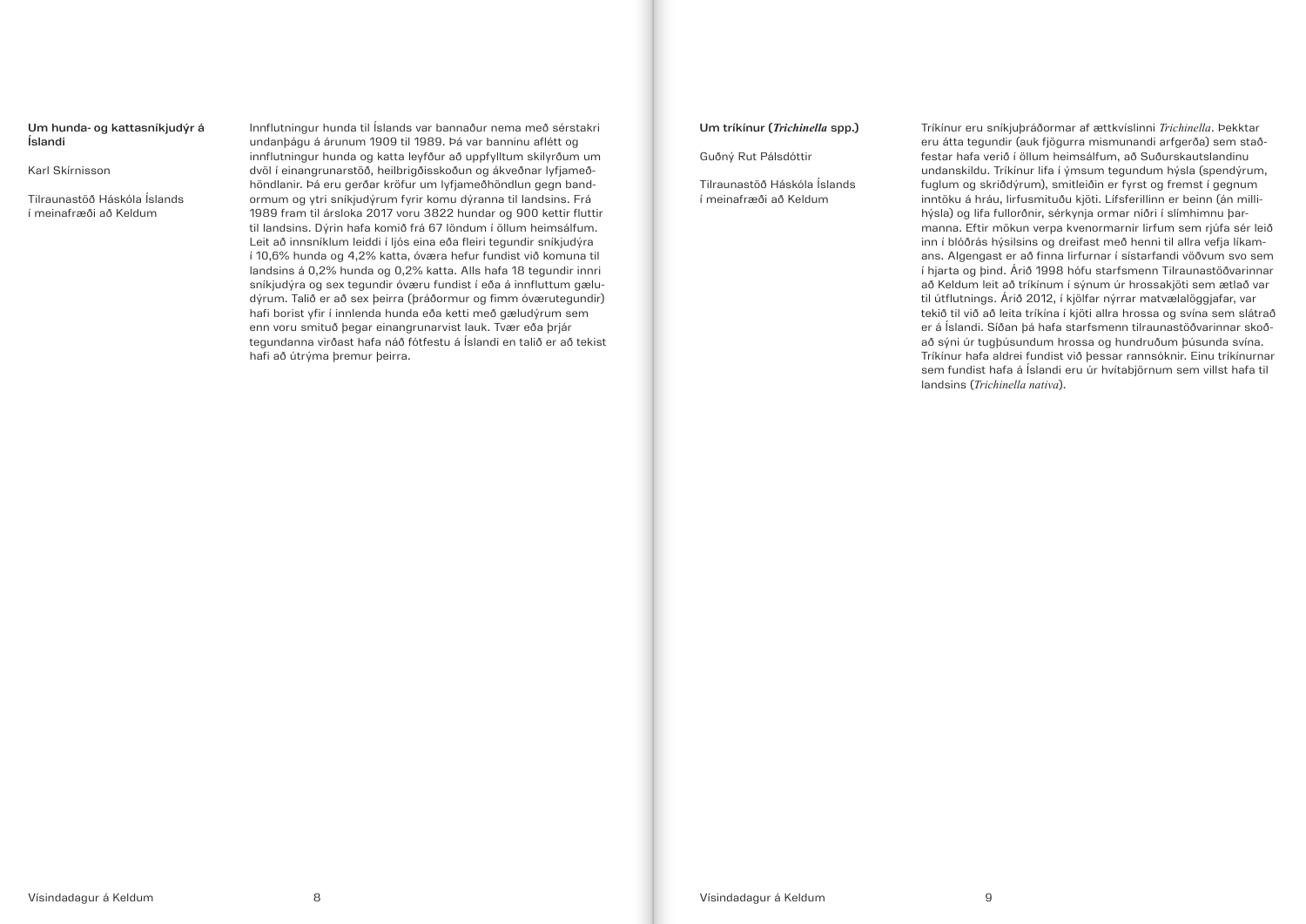## Um hunda- og kattasníkjudýr á Íslandi

Karl Skírnisson

Tilraunastöð Háskóla Íslands í meinafræði að Keldum

Innflutningur hunda til Íslands var bannaður nema með sérstakri undanþágu á árunum 1909 til 1989. Þá var banninu aflétt og innflutningur hunda og katta leyfður að uppfylltum skilyrðum um dvöl í einangrunarstöð, heilbrigðisskoðun og ákveðnar lyfjameðhöndlanir. Þá eru gerðar kröfur um lyfjameðhöndlun gegn bandormum og ytri sníkjudýrum fyrir komu dýranna til landsins. Frá 1989 fram til ársloka 2017 voru 3822 hundar og 900 kettir fluttir til landsins. Dýrin hafa komið frá 67 löndum í öllum heimsálfum. Leit að innsníklum leiddi í ljós eina eða fleiri tegundir sníkjudýra í 10,6% hunda og 4,2% katta, óværa hefur fundist við komuna til landsins á 0,2% hunda og 0,2% katta. Alls hafa 18 tegundir innri sníkjudýra og sex tegundir óværu fundist í eða á innfluttum gæludýrum. Talið er að sex þeirra (þráðormur og fimm óværutegundir) hafi borist yfir í innlenda hunda eða ketti með gæludýrum sem enn voru smituð þegar einangrunarvist lauk. Tvær eða þrjár tegundanna virðast hafa náð fótfestu á Íslandi en talið er að tekist hafi að útrýma þremur þeirra.

## Um tríkínur (*Trichinella* spp.)

Guðný Rut Pálsdóttir

Tilraunastöð Háskóla Íslands í meinafræði að Keldum

Tríkínur eru sníkjuþráðormar af ættkvíslinni *Trichinella*. Þekktar eru átta tegundir (auk fjögurra mismunandi arfgerða) sem staðfestar hafa verið í öllum heimsálfum, að Suðurskautslandinu undanskildu. Tríkínur lifa í ýmsum tegundum hýsla (spendýrum, fuglum og skriðdýrum), smitleiðin er fyrst og fremst í gegnum inntöku á hráu, lirfusmituðu kjöti. Lífsferillinn er beinn (án millihýsla) og lifa fullorðnir, sérkynja ormar niðri í slímhimnu þarmanna. Eftir mökun verpa kvenormarnir lirfum sem rjúfa sér leið inn í blóðrás hýsilsins og dreifast með henni til allra vefja líkamans. Algengast er að finna lirfurnar í sístarfandi vöðvum svo sem í hjarta og þind. Árið 1998 hófu starfsmenn Tilraunastöðvarinnar að Keldum leit að tríkínum í sýnum úr hrossakjöti sem ætlað var til útflutnings. Árið 2012, í kjölfar nýrrar matvælalöggjafar, var tekið til við að leita tríkína í kjöti allra hrossa og svína sem slátrað er á Íslandi. Síðan þá hafa starfsmenn tilraunastöðvarinnar skoðað sýni úr tugþúsundum hrossa og hundruðum þúsunda svína. Tríkínur hafa aldrei fundist við þessar rannsóknir. Einu tríkínurnar sem fundist hafa á Íslandi eru úr hvítabjörnum sem villst hafa til landsins (*Trichinella nativa*).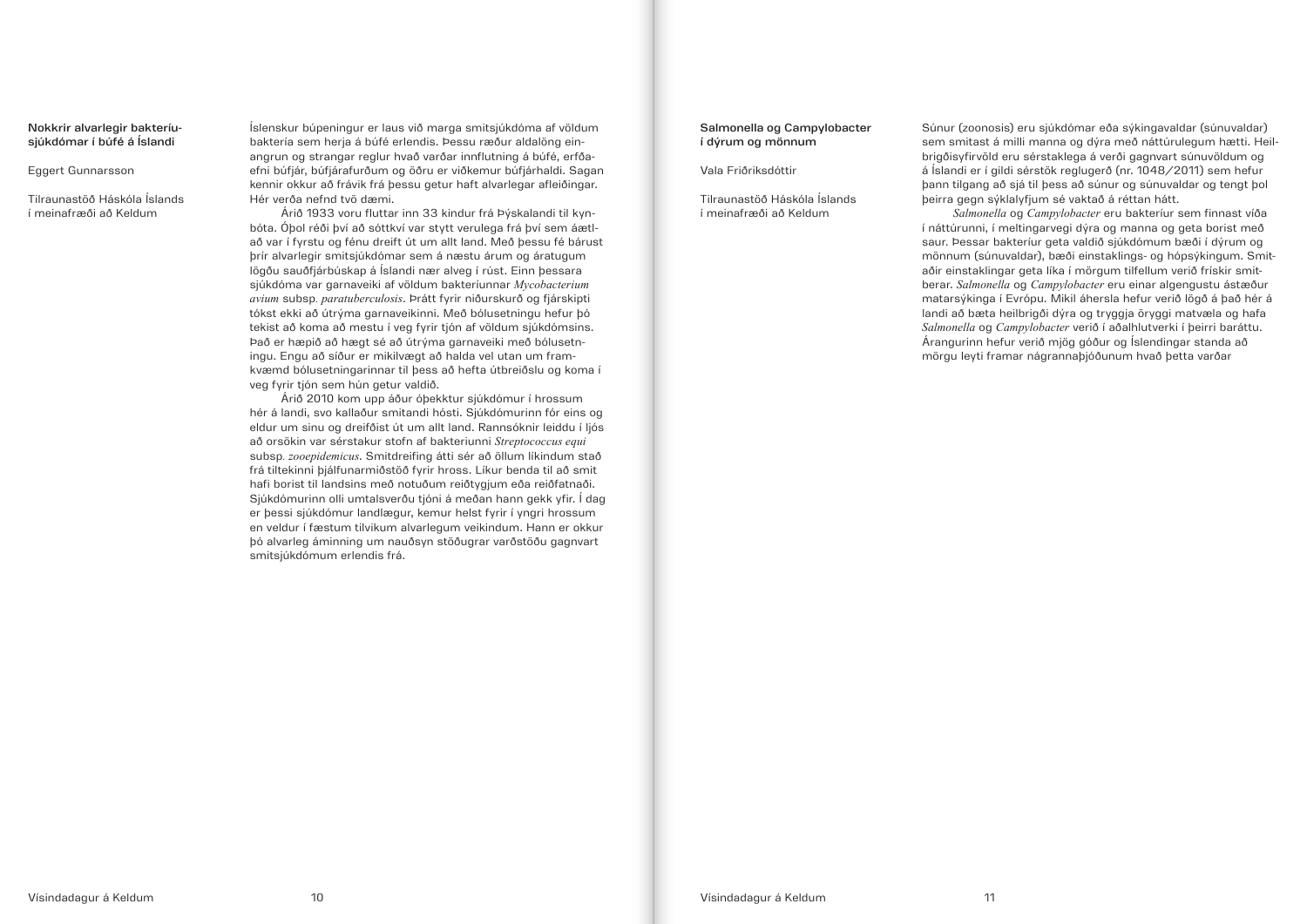## Nokkrir alvarlegir bakteríusjúkdómar í búfé á Íslandi

Eggert Gunnarsson

Tilraunastöð Háskóla Íslands í meinafræði að Keldum

Íslenskur búpeningur er laus við marga smitsjúkdóma af völdum baktería sem herja á búfé erlendis. Þessu ræður aldalöng einangrun og strangar reglur hvað varðar innflutning á búfé, erfðaefni búfjár, búfjárafurðum og öðru er viðkemur búfjárhaldi. Sagan kennir okkur að frávik frá þessu getur haft alvarlegar afleiðingar. Hér verða nefnd tvö dæmi.

Árið 1933 voru fluttar inn 33 kindur frá Þýskalandi til kynbóta. Óþol réði því að sóttkví var stytt verulega frá því sem áætlað var í fyrstu og fénu dreift út um allt land. Með þessu fé bárust þrír alvarlegir smitsjúkdómar sem á næstu árum og áratugum lögðu sauðfjárbúskap á Íslandi nær alveg í rúst. Einn þessara sjúkdóma var garnaveiki af völdum bakteríunnar *Mycobacterium avium* subsp. *paratuberculosis*. Þrátt fyrir niðurskurð og fjárskipti tókst ekki að útrýma garnaveikinni. Með bólusetningu hefur þó tekist að koma að mestu í veg fyrir tjón af völdum sjúkdómsins. Það er hæpið að hægt sé að útrýma garnaveiki með bólusetningu. Engu að síður er mikilvægt að halda vel utan um framkvæmd bólusetningarinnar til þess að hefta útbreiðslu og koma í veg fyrir tjón sem hún getur valdið.

Árið 2010 kom upp áður óþekktur sjúkdómur í hrossum hér á landi, svo kallaður smitandi hósti. Sjúkdómurinn fór eins og eldur um sinu og dreifðist út um allt land. Rannsóknir leiddu í ljós að orsökin var sérstakur stofn af bakteríunni *Streptococcus equi* subsp. *zooepidemicus*. Smitdreifing átti sér að öllum líkindum stað frá tiltekinni þjálfunarmiðstöð fyrir hross. Líkur benda til að smit hafi borist til landsins með notuðum reiðtygjum eða reiðfatnaði. Sjúkdómurinn olli umtalsverðu tjóni á meðan hann gekk yfir. Í dag er þessi sjúkdómur landlægur, kemur helst fyrir í yngri hrossum en veldur í fæstum tilvikum alvarlegum veikindum. Hann er okkur þó alvarleg áminning um nauðsyn stöðugrar varðstöðu gagnvart smitsjúkdómum erlendis frá.

## Salmonella og Campylobacter í dýrum og mönnum

Vala Friðriksdóttir

Tilraunastöð Háskóla Íslands í meinafræði að Keldum

Súnur (zoonosis) eru sjúkdómar eða sýkingavaldar (súnuvaldar) sem smitast á milli manna og dýra með náttúrulegum hætti. Heilbrigðisyfirvöld eru sérstaklega á verði gagnvart súnuvöldum og á Íslandi er í gildi sérstök reglugerð (nr. 1048/2011) sem hefur þann tilgang að sjá til þess að súnur og súnuvaldar og tengt þol þeirra gegn sýklalyfjum sé vaktað á réttan hátt.

*Salmonella* og *Campylobacter* eru bakteríur sem finnast víða í náttúrunni, í meltingarvegi dýra og manna og geta borist með saur. Þessar bakteríur geta valdið sjúkdómum bæði í dýrum og mönnum (súnuvaldar), bæði einstaklings- og hópsýkingum. Smitaðir einstaklingar geta líka í mörgum tilfellum verið frískir smitberar. *Salmonella* og *Campylobacter* eru einar algengustu ástæður matarsýkinga í Evrópu. Mikil áhersla hefur verið lögð á það hér á landi að bæta heilbrigði dýra og tryggja öryggi matvæla og hafa *Salmonella* og *Campylobacter* verið í aðalhlutverki í þeirri baráttu. Árangurinn hefur verið mjög góður og Íslendingar standa að mörgu leyti framar nágrannaþjóðunum hvað þetta varðar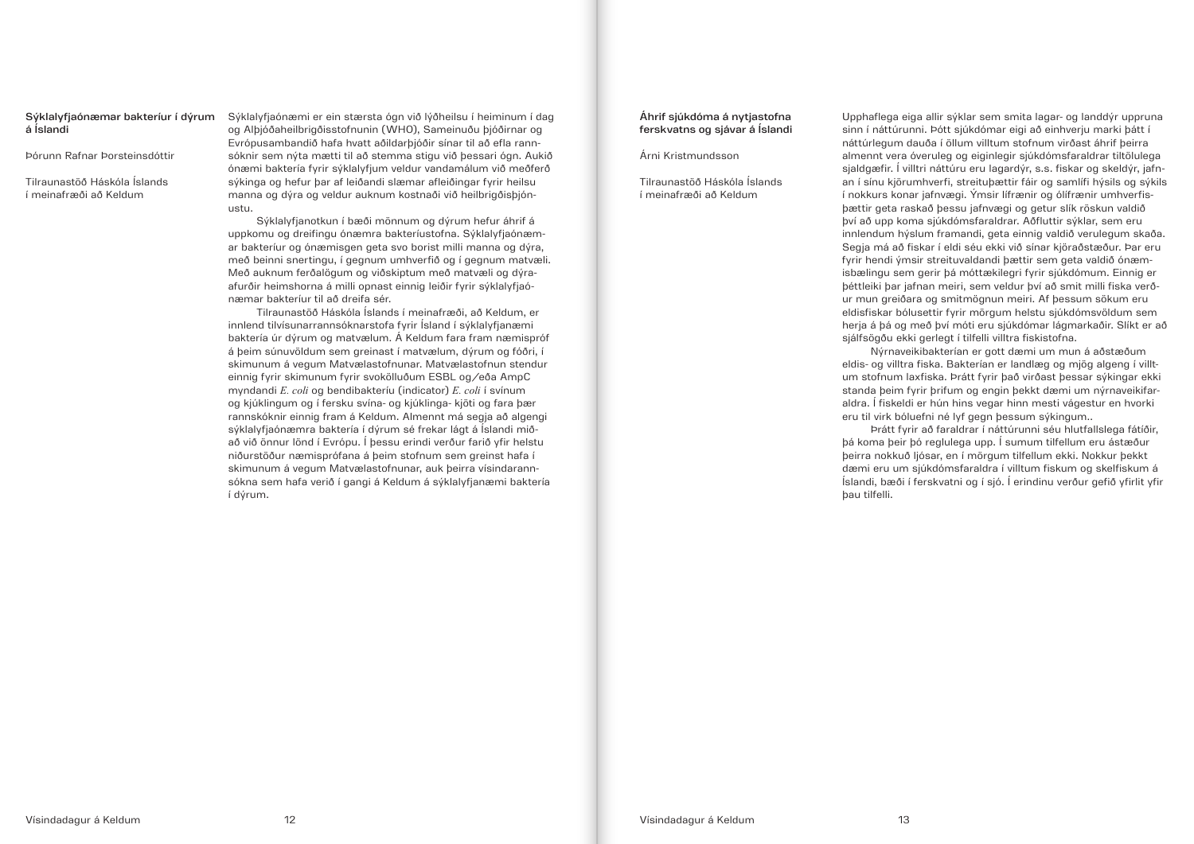## Sýklalyfjaónæmar bakteríur í dýrum á Íslandi

Þórunn Rafnar Þorsteinsdóttir

Tilraunastöð Háskóla Íslands í meinafræði að Keldum

Sýklalyfjaónæmi er ein stærsta ógn við lýðheilsu í heiminum í dag og Alþjóðaheilbrigðisstofnunin (WHO), Sameinuðu þjóðirnar og Evrópusambandið hafa hvatt aðildarþjóðir sínar til að efla rannsóknir sem nýta mætti til að stemma stigu við þessari ógn. Aukið ónæmi baktería fyrir sýklalyfjum veldur vandamálum við meðferð sýkinga og hefur þar af leiðandi slæmar afleiðingar fyrir heilsu manna og dýra og veldur auknum kostnaði við heilbrigðisþjónustu.

Sýklalyfjanotkun í bæði mönnum og dýrum hefur áhrif á uppkomu og dreifingu ónæmra bakteríustofna. Sýklalyfjaónæmar bakteríur og ónæmisgen geta svo borist milli manna og dýra, með beinni snertingu, í gegnum umhverfið og í gegnum matvæli. Með auknum ferðalögum og viðskiptum með matvæli og dýraafurðir heimshorna á milli opnast einnig leiðir fyrir sýklalyfjaónæmar bakteríur til að dreifa sér.

Tilraunastöð Háskóla Íslands í meinafræði, að Keldum, er innlend tilvísunarrannsóknarstofa fyrir Ísland í sýklalyfjanæmi baktería úr dýrum og matvælum. Á Keldum fara fram næmispróf á þeim súnuvöldum sem greinast í matvælum, dýrum og fóðri, í skimunum á vegum Matvælastofnunar. Matvælastofnun stendur einnig fyrir skimunum fyrir svokölluðum ESBL og/eða AmpC myndandi *E. coli* og bendibakteríu (indicator) *E. coli* í svínum og kjúklingum og í fersku svína- og kjúklinga- kjöti og fara þær rannsóknir einnig fram á Keldum. Almennt má segja að algengi sýklalyfjaónæmra baktería í dýrum sé frekar lágt á Íslandi miðað við önnur lönd í Evrópu. Í þessu erindi verður farið yfir helstu niðurstöður næmisprófana á þeim stofnum sem greinst hafa í skimunum á vegum Matvælastofnunar, auk þeirra vísindarannsókna sem hafa verið í gangi á Keldum á sýklalyfjanæmi baktería í dýrum.

## Áhrif sjúkdóma á nytjastofna ferskvatns og sjávar á Íslandi

Árni Kristmundsson

Tilraunastöð Háskóla Íslands í meinafræði að Keldum

Upphaflega eiga allir sýklar sem smita lagar- og landdýr uppruna sinn í náttúrunni. Þótt sjúkdómar eigi að einhverju marki þátt í náttúrlegum dauða í öllum villtum stofnum virðast áhrif þeirra almennt vera óveruleg og eiginlegir sjúkdómsfaraldrar tiltölulega sjaldgæfir. Í villtri náttúru eru lagardýr, s.s. fiskar og skeldýr, jafnan í sínu kjörumhverfi, streituþættir fáir og samlífi hýsils og sýkils í nokkurs konar jafnvægi. Ýmsir lífrænir og ólífrænir umhverfisþættir geta raskað þessu jafnvægi og getur slík röskun valdið því að upp koma sjúkdómsfaraldrar. Aðfluttir sýklar, sem eru innlendum hýslum framandi, geta einnig valdið verulegum skaða. Segja má að fiskar í eldi séu ekki við sínar kjöraðstæður. Þar eru fyrir hendi ýmsir streituvaldandi þættir sem geta valdið ónæmisbælingu sem gerir þá móttækilegri fyrir sjúkdómum. Einnig er þéttleiki þar jafnan meiri, sem veldur því að smit milli fiska verður mun greiðara og smitmögnun meiri. Af þessum sökum eru eldisfiskar bólusettir fyrir mörgum helstu sjúkdómsvöldum sem herja á þá og með því móti eru sjúkdómar lágmarkaðir. Slíkt er að sjálfsögðu ekki gerlegt í tilfelli villtra fiskistofna.

Nýrnaveikibakterían er gott dæmi um mun á aðstæðum eldis- og villtra fiska. Bakterían er landlæg og mjög algeng í villtum stofnum laxfiska. Þrátt fyrir það virðast þessar sýkingar ekki standa þeim fyrir þrifum og engin þekkt dæmi um nýrnaveikifaraldra. Í fiskeldi er hún hins vegar hinn mesti vágestur en hvorki eru til virk bóluefni né lyf gegn þessum sýkingum..

Þrátt fyrir að faraldrar í náttúrunni séu hlutfallslega fátíðir, þá koma þeir þó reglulega upp. Í sumum tilfellum eru ástæður þeirra nokkuð ljósar, en í mörgum tilfellum ekki. Nokkur þekkt dæmi eru um sjúkdómsfaraldra í villtum fiskum og skelfiskum á Íslandi, bæði í ferskvatni og í sjó. Í erindinu verður gefið yfirlit yfir þau tilfelli.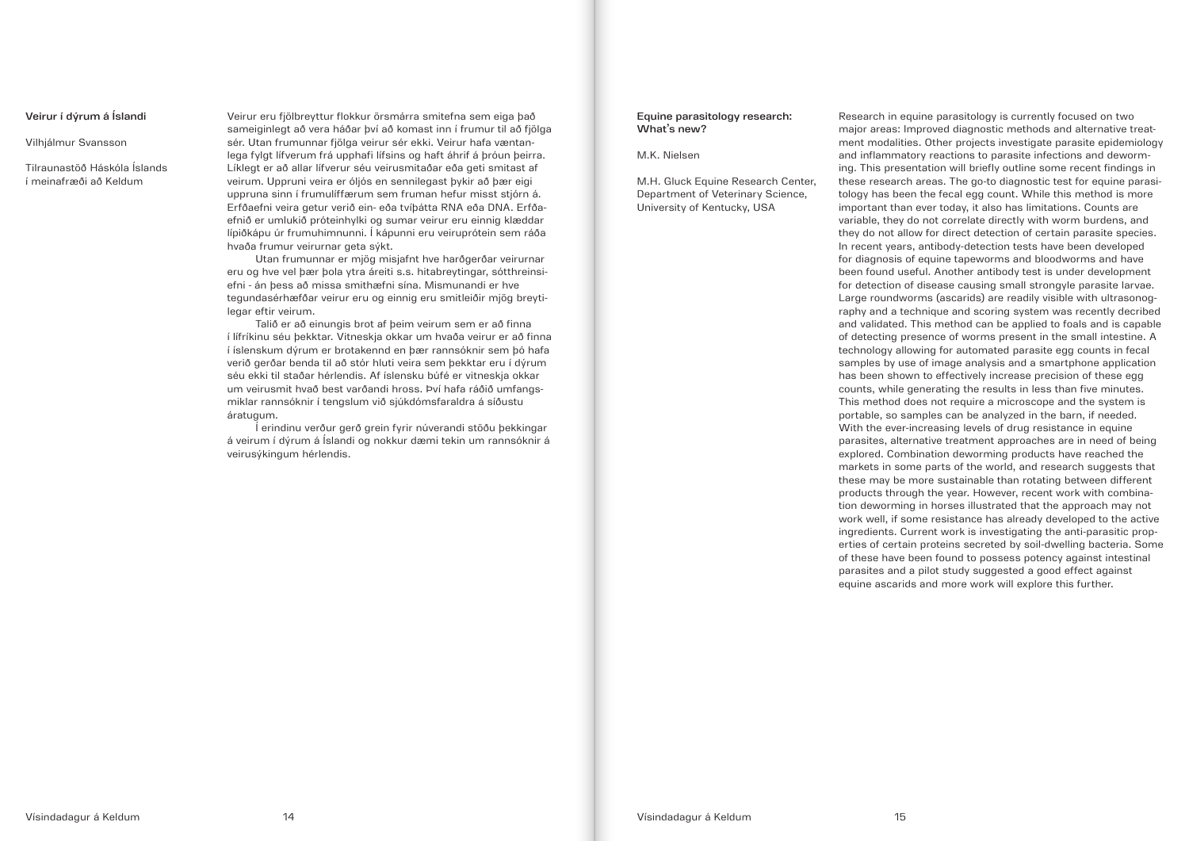## Veirur í dýrum á Íslandi

Vilhjálmur Svansson

Tilraunastöð Háskóla Íslands í meinafræði að Keldum

Veirur eru fjölbreyttur flokkur örsmárra smitefna sem eiga það sameiginlegt að vera háðar því að komast inn í frumur til að fjölga sér. Utan frumunnar fjölga veirur sér ekki. Veirur hafa væntanlega fylgt lífverum frá upphafi lífsins og haft áhrif á þróun þeirra. Líklegt er að allar lífverur séu veirusmitaðar eða geti smitast af veirum. Uppruni veira er óljós en sennilegast þykir að þær eigi uppruna sinn í frumulíffærum sem fruman hefur misst stjórn á. Erfðaefni veira getur verið ein- eða tvíþátta RNA eða DNA. Erfðaefnið er umlukið próteinhylki og sumar veirur eru einnig klæddar lípíðkápu úr frumuhimnunni. Í kápunni eru veiruprótein sem ráða hvaða frumur veirurnar geta sýkt.

Utan frumunnar er mjög misjafnt hve harðgerðar veirurnar eru og hve vel þær þola ytra áreiti s.s. hitabreytingar, sótthreinsiefni - án þess að missa smithæfni sína. Mismunandi er hve tegundasérhæfðar veirur eru og einnig eru smitleiðir mjög breytilegar eftir veirum.

Talið er að einungis brot af þeim veirum sem er að finna í lífríkinu séu þekktar. Vitneskja okkar um hvaða veirur er að finna í íslenskum dýrum er brotakennd en þær rannsóknir sem þó hafa verið gerðar benda til að stór hluti veira sem þekktar eru í dýrum séu ekki til staðar hérlendis. Af íslensku búfé er vitneskja okkar um veirusmit hvað best varðandi hross. Því hafa ráðið umfangsmiklar rannsóknir í tengslum við sjúkdómsfaraldra á síðustu áratugum.

Í erindinu verður gerð grein fyrir núverandi stöðu þekkingar á veirum í dýrum á Íslandi og nokkur dæmi tekin um rannsóknir á veirusýkingum hérlendis.

## Equine parasitology research: What's new?

M.K. Nielsen

M.H. Gluck Equine Research Center, Department of Veterinary Science, University of Kentucky, USA

Research in equine parasitology is currently focused on two major areas: Improved diagnostic methods and alternative treatment modalities. Other projects investigate parasite epidemiology and inflammatory reactions to parasite infections and deworming. This presentation will briefly outline some recent findings in these research areas. The go-to diagnostic test for equine parasitology has been the fecal egg count. While this method is more important than ever today, it also has limitations. Counts are variable, they do not correlate directly with worm burdens, and they do not allow for direct detection of certain parasite species. In recent years, antibody-detection tests have been developed for diagnosis of equine tapeworms and bloodworms and have been found useful. Another antibody test is under development for detection of disease causing small strongyle parasite larvae. Large roundworms (ascarids) are readily visible with ultrasonography and a technique and scoring system was recently decribed and validated. This method can be applied to foals and is capable of detecting presence of worms present in the small intestine. A technology allowing for automated parasite egg counts in fecal samples by use of image analysis and a smartphone application has been shown to effectively increase precision of these egg counts, while generating the results in less than five minutes. This method does not require a microscope and the system is portable, so samples can be analyzed in the barn, if needed. With the ever-increasing levels of drug resistance in equine parasites, alternative treatment approaches are in need of being explored. Combination deworming products have reached the markets in some parts of the world, and research suggests that these may be more sustainable than rotating between different products through the year. However, recent work with combination deworming in horses illustrated that the approach may not work well, if some resistance has already developed to the active ingredients. Current work is investigating the anti-parasitic properties of certain proteins secreted by soil-dwelling bacteria. Some of these have been found to possess potency against intestinal parasites and a pilot study suggested a good effect against equine ascarids and more work will explore this further.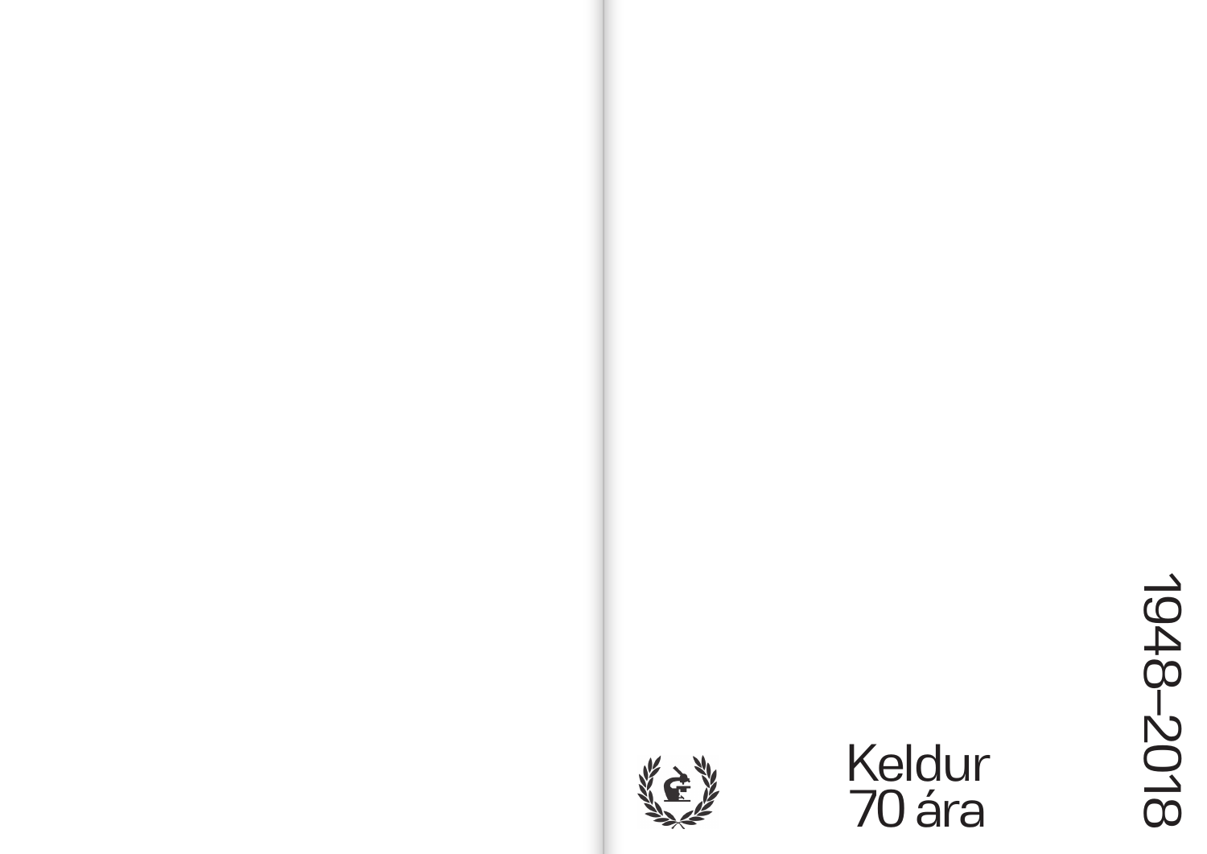Keldur
70 ára

1948–2018